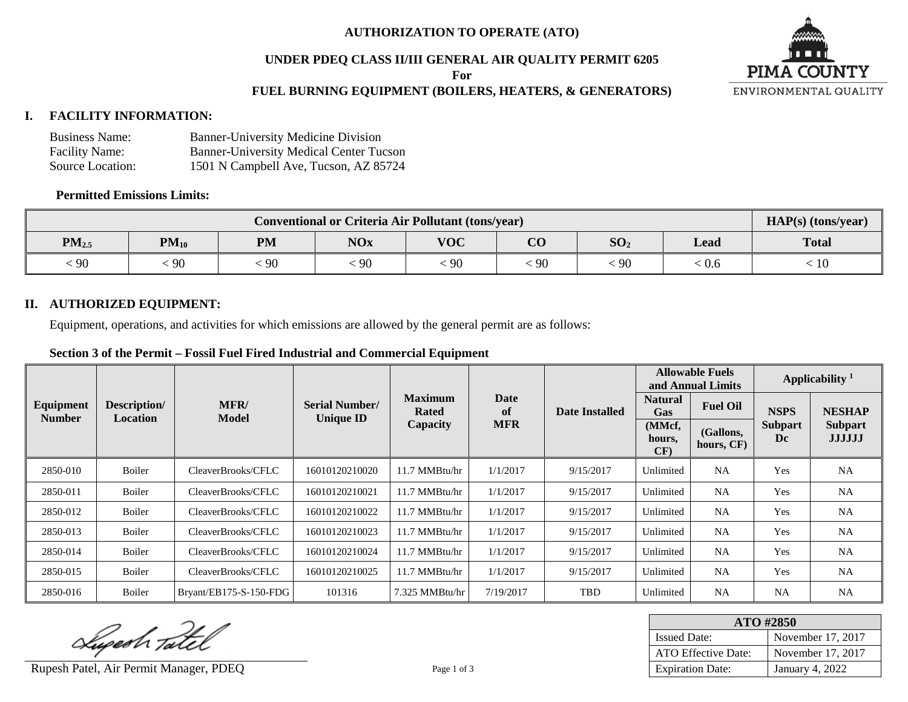# AUTHORIZATION TO OPERATE (ATO)

## UNDER PDEQ CLASS II/III GENERAL AIR QUALITY PERMIT 6205

**For**

## FUEL BURNING EQUIPMENT (BOILERS, HEATERS, & GENERATORS)

PIMA COUNTY
ENVIRONMENTAL QUALITY

## I. FACILITY INFORMATION:

Business Name: Banner-University Medicine Division
Facility Name: Banner-University Medical Center Tucson
Source Location: 1501 N Campbell Ave, Tucson, AZ 85724

**Permitted Emissions Limits:**

| Conventional or Criteria Air Pollutant (tons/year) | | | | | | | | HAP(s) (tons/year) |
|---|---|---|---|---|---|---|---|---|
| $PM_{2.5}$ | $PM_{10}$ | PM | NOx | VOC | CO | $SO_2$ | Lead | Total |
| < 90 | < 90 | < 90 | < 90 | < 90 | < 90 | < 90 | < 0.6 | < 10 |

## II. AUTHORIZED EQUIPMENT:

Equipment, operations, and activities for which emissions are allowed by the general permit are as follows:

**Section 3 of the Permit – Fossil Fuel Fired Industrial and Commercial Equipment**

| Equipment Number | Description/ Location | MFR/ Model | Serial Number/ Unique ID | Maximum Rated Capacity | Date of MFR | Date Installed | Allowable Fuels and Annual Limits | | Applicability [1] | |
|---|---|---|---|---|---|---|---|---|---|---|
| | | | | | | | Natural Gas (MMcf, hours, CF) | Fuel Oil (Gallons, hours, CF) | NSPS Subpart Dc | NESHAP Subpart JJJJJJ |
| 2850-010 | Boiler | CleaverBrooks/CFLC | 16010120210020 | 11.7 MMBtu/hr | 1/1/2017 | 9/15/2017 | Unlimited | NA | Yes | NA |
| 2850-011 | Boiler | CleaverBrooks/CFLC | 16010120210021 | 11.7 MMBtu/hr | 1/1/2017 | 9/15/2017 | Unlimited | NA | Yes | NA |
| 2850-012 | Boiler | CleaverBrooks/CFLC | 16010120210022 | 11.7 MMBtu/hr | 1/1/2017 | 9/15/2017 | Unlimited | NA | Yes | NA |
| 2850-013 | Boiler | CleaverBrooks/CFLC | 16010120210023 | 11.7 MMBtu/hr | 1/1/2017 | 9/15/2017 | Unlimited | NA | Yes | NA |
| 2850-014 | Boiler | CleaverBrooks/CFLC | 16010120210024 | 11.7 MMBtu/hr | 1/1/2017 | 9/15/2017 | Unlimited | NA | Yes | NA |
| 2850-015 | Boiler | CleaverBrooks/CFLC | 16010120210025 | 11.7 MMBtu/hr | 1/1/2017 | 9/15/2017 | Unlimited | NA | Yes | NA |
| 2850-016 | Boiler | Bryant/EB175-S-150-FDG | 101316 | 7.325 MMBtu/hr | 7/19/2017 | TBD | Unlimited | NA | NA | NA |

Rupesh Patel, Air Permit Manager, PDEQ

| ATO #2850 | |
|---|---|
| Issued Date: | November 17, 2017 |
| ATO Effective Date: | November 17, 2017 |
| Expiration Date: | January 4, 2022 |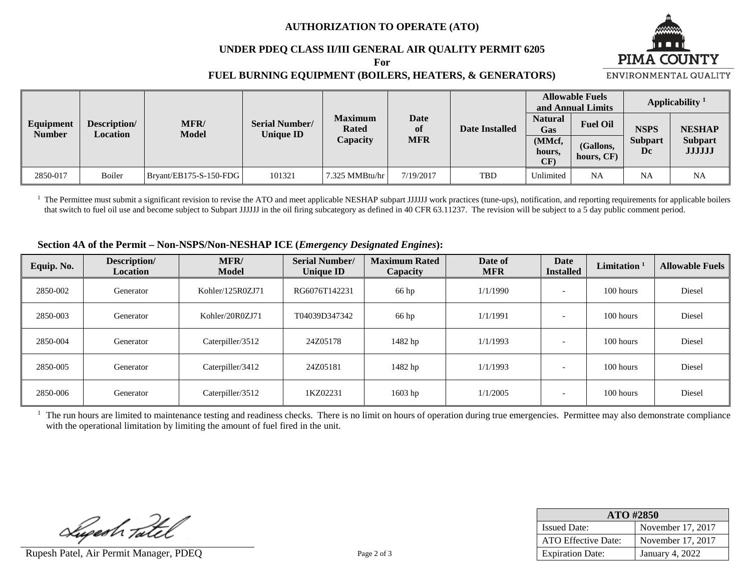## AUTHORIZATION TO OPERATE (ATO)

### UNDER PDEQ CLASS II/III GENERAL AIR QUALITY PERMIT 6205

**For**

### FUEL BURNING EQUIPMENT (BOILERS, HEATERS, & GENERATORS)

| Equipment Number | Description/ Location | MFR/ Model | Serial Number/ Unique ID | Maximum Rated Capacity | Date of MFR | Date Installed | Allowable Fuels and Annual Limits | | Applicability [1] | |
|---|---|---|---|---|---|---|---|---|---|---|
| | | | | | | | Natural Gas (MMcf, hours, CF) | Fuel Oil (Gallons, hours, CF) | NSPS Subpart Dc | NESHAP Subpart JJJJJJ |
| 2850-017 | Boiler | Bryant/EB175-S-150-FDG | 101321 | 7.325 MMBtu/hr | 7/19/2017 | TBD | Unlimited | NA | NA | NA |

[1] The Permittee must submit a significant revision to revise the ATO and meet applicable NESHAP subpart JJJJJJ work practices (tune-ups), notification, and reporting requirements for applicable boilers that switch to fuel oil use and become subject to Subpart JJJJJJ in the oil firing subcategory as defined in 40 CFR 63.11237. The revision will be subject to a 5 day public comment period.

**Section 4A of the Permit – Non-NSPS/Non-NESHAP ICE (*Emergency Designated Engines*):**

| Equip. No. | Description/ Location | MFR/ Model | Serial Number/ Unique ID | Maximum Rated Capacity | Date of MFR | Date Installed | Limitation [1] | Allowable Fuels |
|---|---|---|---|---|---|---|---|---|
| 2850-002 | Generator | Kohler/125R0ZJ71 | RG6076T142231 | 66 hp | 1/1/1990 | - | 100 hours | Diesel |
| 2850-003 | Generator | Kohler/20R0ZJ71 | T04039D347342 | 66 hp | 1/1/1991 | - | 100 hours | Diesel |
| 2850-004 | Generator | Caterpiller/3512 | 24Z05178 | 1482 hp | 1/1/1993 | - | 100 hours | Diesel |
| 2850-005 | Generator | Caterpiller/3412 | 24Z05181 | 1482 hp | 1/1/1993 | - | 100 hours | Diesel |
| 2850-006 | Generator | Caterpiller/3512 | 1KZ02231 | 1603 hp | 1/1/2005 | - | 100 hours | Diesel |

[1] The run hours are limited to maintenance testing and readiness checks. There is no limit on hours of operation during true emergencies. Permittee may also demonstrate compliance with the operational limitation by limiting the amount of fuel fired in the unit.

Rupesh Patel, Air Permit Manager, PDEQ

| ATO #2850 | |
|---|---|
| Issued Date: | November 17, 2017 |
| ATO Effective Date: | November 17, 2017 |
| Expiration Date: | January 4, 2022 |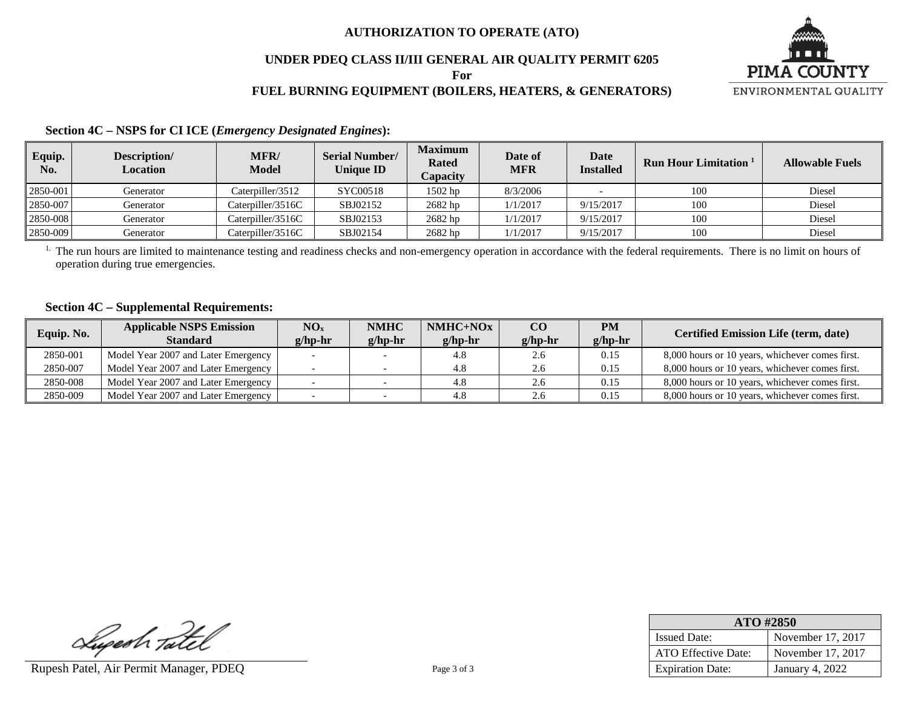# AUTHORIZATION TO OPERATE (ATO)

## UNDER PDEQ CLASS II/III GENERAL AIR QUALITY PERMIT 6205

**For**

## FUEL BURNING EQUIPMENT (BOILERS, HEATERS, & GENERATORS)

PIMA COUNTY
ENVIRONMENTAL QUALITY

### Section 4C – NSPS for CI ICE (*Emergency Designated Engines*):

| Equip. No. | Description/ Location | MFR/ Model | Serial Number/ Unique ID | Maximum Rated Capacity | Date of MFR | Date Installed | Run Hour Limitation [1] | Allowable Fuels |
|---|---|---|---|---|---|---|---|---|
| 2850-001 | Generator | Caterpiller/3512 | SYC00518 | 1502 hp | 8/3/2006 | - | 100 | Diesel |
| 2850-007 | Generator | Caterpiller/3516C | SBJ02152 | 2682 hp | 1/1/2017 | 9/15/2017 | 100 | Diesel |
| 2850-008 | Generator | Caterpiller/3516C | SBJ02153 | 2682 hp | 1/1/2017 | 9/15/2017 | 100 | Diesel |
| 2850-009 | Generator | Caterpiller/3516C | SBJ02154 | 2682 hp | 1/1/2017 | 9/15/2017 | 100 | Diesel |

[1.] The run hours are limited to maintenance testing and readiness checks and non-emergency operation in accordance with the federal requirements. There is no limit on hours of operation during true emergencies.

### Section 4C – Supplemental Requirements:

| Equip. No. | Applicable NSPS Emission Standard | $NO_x$ g/hp-hr | NMHC g/hp-hr | NMHC+NOx g/hp-hr | CO g/hp-hr | PM g/hp-hr | Certified Emission Life (term, date) |
|---|---|---|---|---|---|---|---|
| 2850-001 | Model Year 2007 and Later Emergency | - | - | 4.8 | 2.6 | 0.15 | 8,000 hours or 10 years, whichever comes first. |
| 2850-007 | Model Year 2007 and Later Emergency | - | - | 4.8 | 2.6 | 0.15 | 8,000 hours or 10 years, whichever comes first. |
| 2850-008 | Model Year 2007 and Later Emergency | - | - | 4.8 | 2.6 | 0.15 | 8,000 hours or 10 years, whichever comes first. |
| 2850-009 | Model Year 2007 and Later Emergency | - | - | 4.8 | 2.6 | 0.15 | 8,000 hours or 10 years, whichever comes first. |

Rupesh Patel, Air Permit Manager, PDEQ

| ATO #2850 | |
|---|---|
| Issued Date: | November 17, 2017 |
| ATO Effective Date: | November 17, 2017 |
| Expiration Date: | January 4, 2022 |